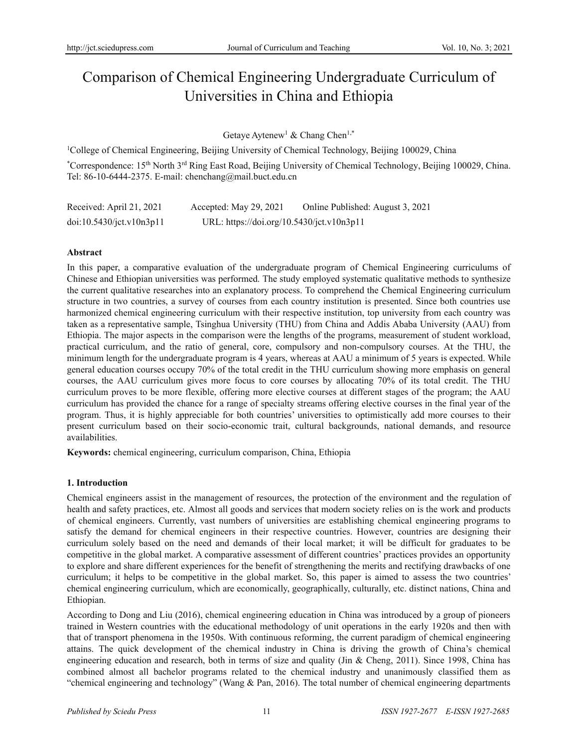# Comparison of Chemical Engineering Undergraduate Curriculum of Universities in China and Ethiopia

Getaye Aytenew[1] & Chang Chen[1,*]

[1]College of Chemical Engineering, Beijing University of Chemical Technology, Beijing 100029, China

[*]Correspondence: 15th North 3rd Ring East Road, Beijing University of Chemical Technology, Beijing 100029, China. Tel: 86-10-6444-2375. E-mail: chenchang@mail.buct.edu.cn

Received: April 21, 2021 Accepted: May 29, 2021 Online Published: August 3, 2021

doi:10.5430/jct.v10n3p11 URL: https://doi.org/10.5430/jct.v10n3p11

**Abstract**

In this paper, a comparative evaluation of the undergraduate program of Chemical Engineering curriculums of Chinese and Ethiopian universities was performed. The study employed systematic qualitative methods to synthesize the current qualitative researches into an explanatory process. To comprehend the Chemical Engineering curriculum structure in two countries, a survey of courses from each country institution is presented. Since both countries use harmonized chemical engineering curriculum with their respective institution, top university from each country was taken as a representative sample, Tsinghua University (THU) from China and Addis Ababa University (AAU) from Ethiopia. The major aspects in the comparison were the lengths of the programs, measurement of student workload, practical curriculum, and the ratio of general, core, compulsory and non-compulsory courses. At the THU, the minimum length for the undergraduate program is 4 years, whereas at AAU a minimum of 5 years is expected. While general education courses occupy 70% of the total credit in the THU curriculum showing more emphasis on general courses, the AAU curriculum gives more focus to core courses by allocating 70% of its total credit. The THU curriculum proves to be more flexible, offering more elective courses at different stages of the program; the AAU curriculum has provided the chance for a range of specialty streams offering elective courses in the final year of the program. Thus, it is highly appreciable for both countries' universities to optimistically add more courses to their present curriculum based on their socio-economic trait, cultural backgrounds, national demands, and resource availabilities.

**Keywords:** chemical engineering, curriculum comparison, China, Ethiopia

## 1. Introduction

Chemical engineers assist in the management of resources, the protection of the environment and the regulation of health and safety practices, etc. Almost all goods and services that modern society relies on is the work and products of chemical engineers. Currently, vast numbers of universities are establishing chemical engineering programs to satisfy the demand for chemical engineers in their respective countries. However, countries are designing their curriculum solely based on the need and demands of their local market; it will be difficult for graduates to be competitive in the global market. A comparative assessment of different countries' practices provides an opportunity to explore and share different experiences for the benefit of strengthening the merits and rectifying drawbacks of one curriculum; it helps to be competitive in the global market. So, this paper is aimed to assess the two countries' chemical engineering curriculum, which are economically, geographically, culturally, etc. distinct nations, China and Ethiopian.

According to Dong and Liu (2016), chemical engineering education in China was introduced by a group of pioneers trained in Western countries with the educational methodology of unit operations in the early 1920s and then with that of transport phenomena in the 1950s. With continuous reforming, the current paradigm of chemical engineering attains. The quick development of the chemical industry in China is driving the growth of China's chemical engineering education and research, both in terms of size and quality (Jin & Cheng, 2011). Since 1998, China has combined almost all bachelor programs related to the chemical industry and unanimously classified them as "chemical engineering and technology" (Wang & Pan, 2016). The total number of chemical engineering departments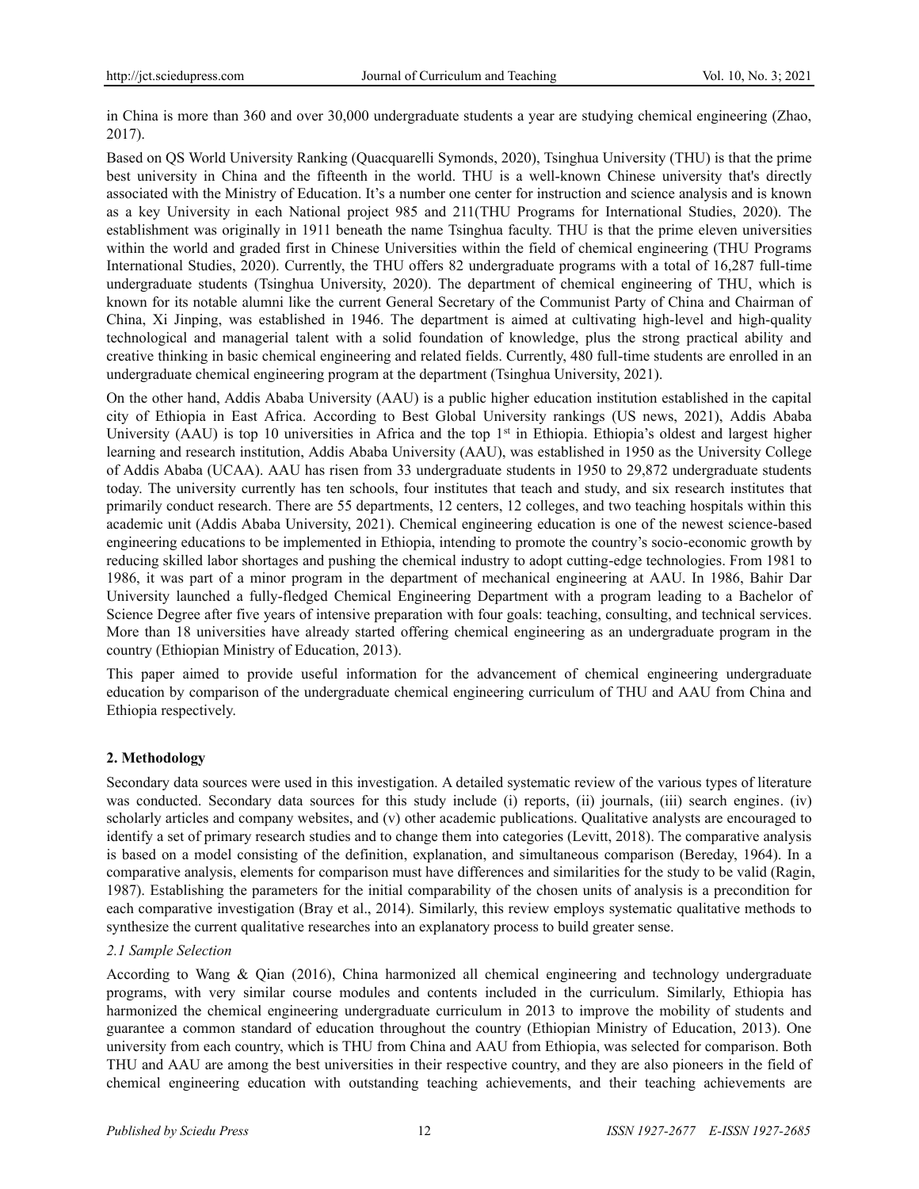in China is more than 360 and over 30,000 undergraduate students a year are studying chemical engineering (Zhao, 2017).

Based on QS World University Ranking (Quacquarelli Symonds, 2020), Tsinghua University (THU) is that the prime best university in China and the fifteenth in the world. THU is a well-known Chinese university that's directly associated with the Ministry of Education. It's a number one center for instruction and science analysis and is known as a key University in each National project 985 and 211(THU Programs for International Studies, 2020). The establishment was originally in 1911 beneath the name Tsinghua faculty. THU is that the prime eleven universities within the world and graded first in Chinese Universities within the field of chemical engineering (THU Programs International Studies, 2020). Currently, the THU offers 82 undergraduate programs with a total of 16,287 full-time undergraduate students (Tsinghua University, 2020). The department of chemical engineering of THU, which is known for its notable alumni like the current General Secretary of the Communist Party of China and Chairman of China, Xi Jinping, was established in 1946. The department is aimed at cultivating high-level and high-quality technological and managerial talent with a solid foundation of knowledge, plus the strong practical ability and creative thinking in basic chemical engineering and related fields. Currently, 480 full-time students are enrolled in an undergraduate chemical engineering program at the department (Tsinghua University, 2021).

On the other hand, Addis Ababa University (AAU) is a public higher education institution established in the capital city of Ethiopia in East Africa. According to Best Global University rankings (US news, 2021), Addis Ababa University (AAU) is top 10 universities in Africa and the top 1st in Ethiopia. Ethiopia's oldest and largest higher learning and research institution, Addis Ababa University (AAU), was established in 1950 as the University College of Addis Ababa (UCAA). AAU has risen from 33 undergraduate students in 1950 to 29,872 undergraduate students today. The university currently has ten schools, four institutes that teach and study, and six research institutes that primarily conduct research. There are 55 departments, 12 centers, 12 colleges, and two teaching hospitals within this academic unit (Addis Ababa University, 2021). Chemical engineering education is one of the newest science-based engineering educations to be implemented in Ethiopia, intending to promote the country's socio-economic growth by reducing skilled labor shortages and pushing the chemical industry to adopt cutting-edge technologies. From 1981 to 1986, it was part of a minor program in the department of mechanical engineering at AAU. In 1986, Bahir Dar University launched a fully-fledged Chemical Engineering Department with a program leading to a Bachelor of Science Degree after five years of intensive preparation with four goals: teaching, consulting, and technical services. More than 18 universities have already started offering chemical engineering as an undergraduate program in the country (Ethiopian Ministry of Education, 2013).

This paper aimed to provide useful information for the advancement of chemical engineering undergraduate education by comparison of the undergraduate chemical engineering curriculum of THU and AAU from China and Ethiopia respectively.

## 2. Methodology

Secondary data sources were used in this investigation. A detailed systematic review of the various types of literature was conducted. Secondary data sources for this study include (i) reports, (ii) journals, (iii) search engines. (iv) scholarly articles and company websites, and (v) other academic publications. Qualitative analysts are encouraged to identify a set of primary research studies and to change them into categories (Levitt, 2018). The comparative analysis is based on a model consisting of the definition, explanation, and simultaneous comparison (Bereday, 1964). In a comparative analysis, elements for comparison must have differences and similarities for the study to be valid (Ragin, 1987). Establishing the parameters for the initial comparability of the chosen units of analysis is a precondition for each comparative investigation (Bray et al., 2014). Similarly, this review employs systematic qualitative methods to synthesize the current qualitative researches into an explanatory process to build greater sense.

### *2.1 Sample Selection*

According to Wang & Qian (2016), China harmonized all chemical engineering and technology undergraduate programs, with very similar course modules and contents included in the curriculum. Similarly, Ethiopia has harmonized the chemical engineering undergraduate curriculum in 2013 to improve the mobility of students and guarantee a common standard of education throughout the country (Ethiopian Ministry of Education, 2013). One university from each country, which is THU from China and AAU from Ethiopia, was selected for comparison. Both THU and AAU are among the best universities in their respective country, and they are also pioneers in the field of chemical engineering education with outstanding teaching achievements, and their teaching achievements are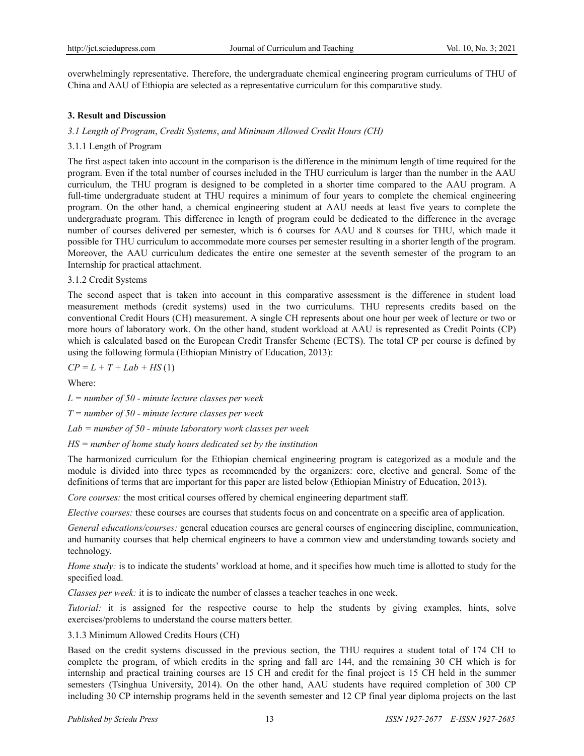overwhelmingly representative. Therefore, the undergraduate chemical engineering program curriculums of THU of China and AAU of Ethiopia are selected as a representative curriculum for this comparative study.

## 3. Result and Discussion

### *3.1 Length of Program, Credit Systems, and Minimum Allowed Credit Hours (CH)*

#### 3.1.1 Length of Program

The first aspect taken into account in the comparison is the difference in the minimum length of time required for the program. Even if the total number of courses included in the THU curriculum is larger than the number in the AAU curriculum, the THU program is designed to be completed in a shorter time compared to the AAU program. A full-time undergraduate student at THU requires a minimum of four years to complete the chemical engineering program. On the other hand, a chemical engineering student at AAU needs at least five years to complete the undergraduate program. This difference in length of program could be dedicated to the difference in the average number of courses delivered per semester, which is 6 courses for AAU and 8 courses for THU, which made it possible for THU curriculum to accommodate more courses per semester resulting in a shorter length of the program. Moreover, the AAU curriculum dedicates the entire one semester at the seventh semester of the program to an Internship for practical attachment.

#### 3.1.2 Credit Systems

The second aspect that is taken into account in this comparative assessment is the difference in student load measurement methods (credit systems) used in the two curriculums. THU represents credits based on the conventional Credit Hours (CH) measurement. A single CH represents about one hour per week of lecture or two or more hours of laboratory work. On the other hand, student workload at AAU is represented as Credit Points (CP) which is calculated based on the European Credit Transfer Scheme (ECTS). The total CP per course is defined by using the following formula (Ethiopian Ministry of Education, 2013):

$$CP = L + T + Lab + HS \quad (1)$$

Where:

*L = number of 50 - minute lecture classes per week*

*T = number of 50 - minute lecture classes per week*

*Lab = number of 50 - minute laboratory work classes per week*

*HS = number of home study hours dedicated set by the institution*

The harmonized curriculum for the Ethiopian chemical engineering program is categorized as a module and the module is divided into three types as recommended by the organizers: core, elective and general. Some of the definitions of terms that are important for this paper are listed below (Ethiopian Ministry of Education, 2013).

*Core courses:* the most critical courses offered by chemical engineering department staff.

*Elective courses:* these courses are courses that students focus on and concentrate on a specific area of application.

*General educations/courses:* general education courses are general courses of engineering discipline, communication, and humanity courses that help chemical engineers to have a common view and understanding towards society and technology.

*Home study:* is to indicate the students' workload at home, and it specifies how much time is allotted to study for the specified load.

*Classes per week:* it is to indicate the number of classes a teacher teaches in one week.

*Tutorial:* it is assigned for the respective course to help the students by giving examples, hints, solve exercises/problems to understand the course matters better.

#### 3.1.3 Minimum Allowed Credits Hours (CH)

Based on the credit systems discussed in the previous section, the THU requires a student total of 174 CH to complete the program, of which credits in the spring and fall are 144, and the remaining 30 CH which is for internship and practical training courses are 15 CH and credit for the final project is 15 CH held in the summer semesters (Tsinghua University, 2014). On the other hand, AAU students have required completion of 300 CP including 30 CP internship programs held in the seventh semester and 12 CP final year diploma projects on the last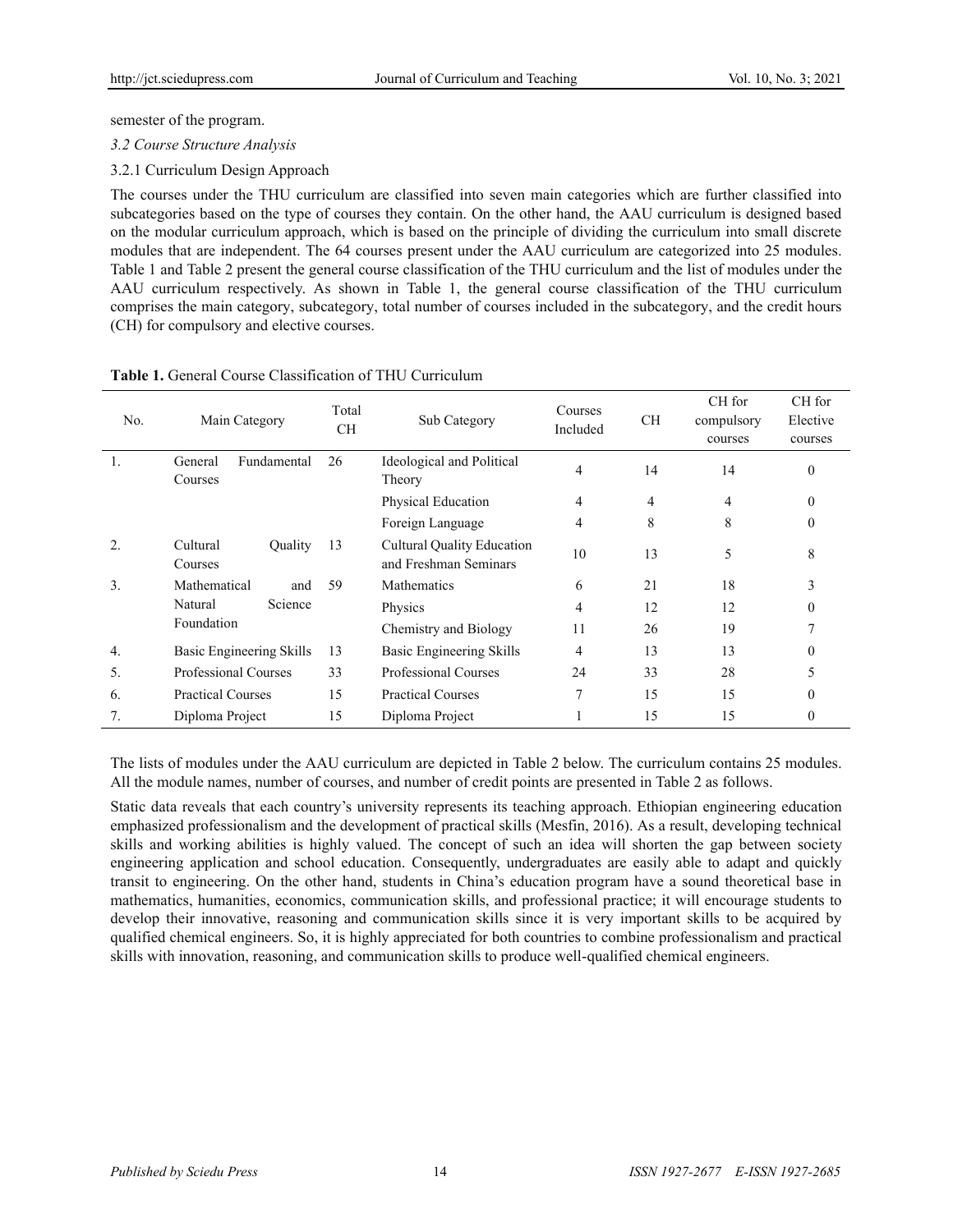semester of the program.

### *3.2 Course Structure Analysis*

#### 3.2.1 Curriculum Design Approach

The courses under the THU curriculum are classified into seven main categories which are further classified into subcategories based on the type of courses they contain. On the other hand, the AAU curriculum is designed based on the modular curriculum approach, which is based on the principle of dividing the curriculum into small discrete modules that are independent. The 64 courses present under the AAU curriculum are categorized into 25 modules. Table 1 and Table 2 present the general course classification of the THU curriculum and the list of modules under the AAU curriculum respectively. As shown in Table 1, the general course classification of the THU curriculum comprises the main category, subcategory, total number of courses included in the subcategory, and the credit hours (CH) for compulsory and elective courses.

**Table 1.** General Course Classification of THU Curriculum

| No. | Main Category | Total CH | Sub Category | Courses Included | CH | CH for compulsory courses | CH for Elective courses |
|---|---|---|---|---|---|---|---|
| 1. | General Fundamental Courses | 26 | Ideological and Political Theory | 4 | 14 | 14 | 0 |
| | | | Physical Education | 4 | 4 | 4 | 0 |
| | | | Foreign Language | 4 | 8 | 8 | 0 |
| 2. | Cultural Quality Courses | 13 | Cultural Quality Education and Freshman Seminars | 10 | 13 | 5 | 8 |
| 3. | Mathematical and Natural Science Foundation | 59 | Mathematics | 6 | 21 | 18 | 3 |
| | | | Physics | 4 | 12 | 12 | 0 |
| | | | Chemistry and Biology | 11 | 26 | 19 | 7 |
| 4. | Basic Engineering Skills | 13 | Basic Engineering Skills | 4 | 13 | 13 | 0 |
| 5. | Professional Courses | 33 | Professional Courses | 24 | 33 | 28 | 5 |
| 6. | Practical Courses | 15 | Practical Courses | 7 | 15 | 15 | 0 |
| 7. | Diploma Project | 15 | Diploma Project | 1 | 15 | 15 | 0 |

The lists of modules under the AAU curriculum are depicted in Table 2 below. The curriculum contains 25 modules. All the module names, number of courses, and number of credit points are presented in Table 2 as follows.

Static data reveals that each country's university represents its teaching approach. Ethiopian engineering education emphasized professionalism and the development of practical skills (Mesfin, 2016). As a result, developing technical skills and working abilities is highly valued. The concept of such an idea will shorten the gap between society engineering application and school education. Consequently, undergraduates are easily able to adapt and quickly transit to engineering. On the other hand, students in China's education program have a sound theoretical base in mathematics, humanities, economics, communication skills, and professional practice; it will encourage students to develop their innovative, reasoning and communication skills since it is very important skills to be acquired by qualified chemical engineers. So, it is highly appreciated for both countries to combine professionalism and practical skills with innovation, reasoning, and communication skills to produce well-qualified chemical engineers.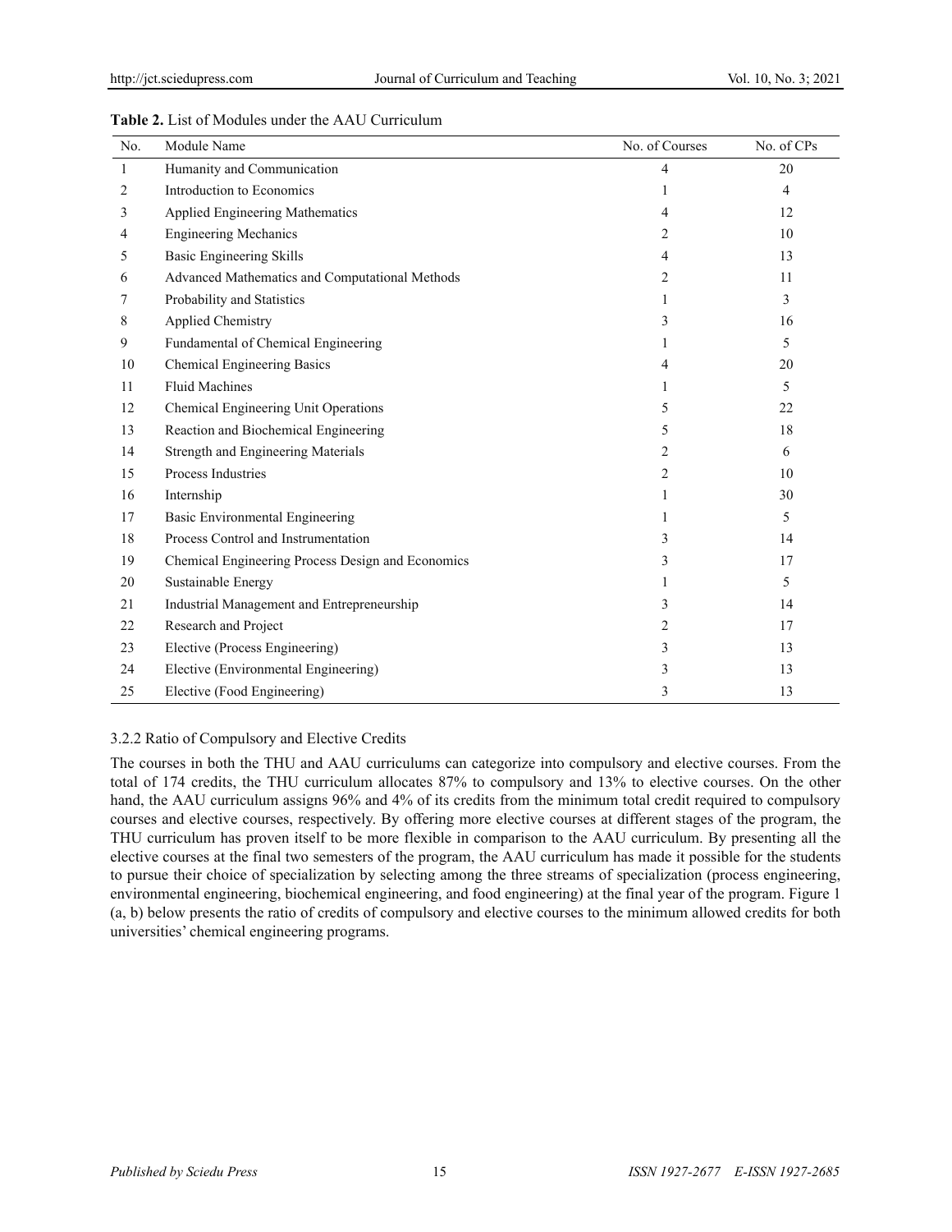**Table 2.** List of Modules under the AAU Curriculum

| No. | Module Name | No. of Courses | No. of CPs |
|---|---|---|---|
| 1 | Humanity and Communication | 4 | 20 |
| 2 | Introduction to Economics | 1 | 4 |
| 3 | Applied Engineering Mathematics | 4 | 12 |
| 4 | Engineering Mechanics | 2 | 10 |
| 5 | Basic Engineering Skills | 4 | 13 |
| 6 | Advanced Mathematics and Computational Methods | 2 | 11 |
| 7 | Probability and Statistics | 1 | 3 |
| 8 | Applied Chemistry | 3 | 16 |
| 9 | Fundamental of Chemical Engineering | 1 | 5 |
| 10 | Chemical Engineering Basics | 4 | 20 |
| 11 | Fluid Machines | 1 | 5 |
| 12 | Chemical Engineering Unit Operations | 5 | 22 |
| 13 | Reaction and Biochemical Engineering | 5 | 18 |
| 14 | Strength and Engineering Materials | 2 | 6 |
| 15 | Process Industries | 2 | 10 |
| 16 | Internship | 1 | 30 |
| 17 | Basic Environmental Engineering | 1 | 5 |
| 18 | Process Control and Instrumentation | 3 | 14 |
| 19 | Chemical Engineering Process Design and Economics | 3 | 17 |
| 20 | Sustainable Energy | 1 | 5 |
| 21 | Industrial Management and Entrepreneurship | 3 | 14 |
| 22 | Research and Project | 2 | 17 |
| 23 | Elective (Process Engineering) | 3 | 13 |
| 24 | Elective (Environmental Engineering) | 3 | 13 |
| 25 | Elective (Food Engineering) | 3 | 13 |

#### 3.2.2 Ratio of Compulsory and Elective Credits

The courses in both the THU and AAU curriculums can categorize into compulsory and elective courses. From the total of 174 credits, the THU curriculum allocates 87% to compulsory and 13% to elective courses. On the other hand, the AAU curriculum assigns 96% and 4% of its credits from the minimum total credit required to compulsory courses and elective courses, respectively. By offering more elective courses at different stages of the program, the THU curriculum has proven itself to be more flexible in comparison to the AAU curriculum. By presenting all the elective courses at the final two semesters of the program, the AAU curriculum has made it possible for the students to pursue their choice of specialization by selecting among the three streams of specialization (process engineering, environmental engineering, biochemical engineering, and food engineering) at the final year of the program. Figure 1 (a, b) below presents the ratio of credits of compulsory and elective courses to the minimum allowed credits for both universities' chemical engineering programs.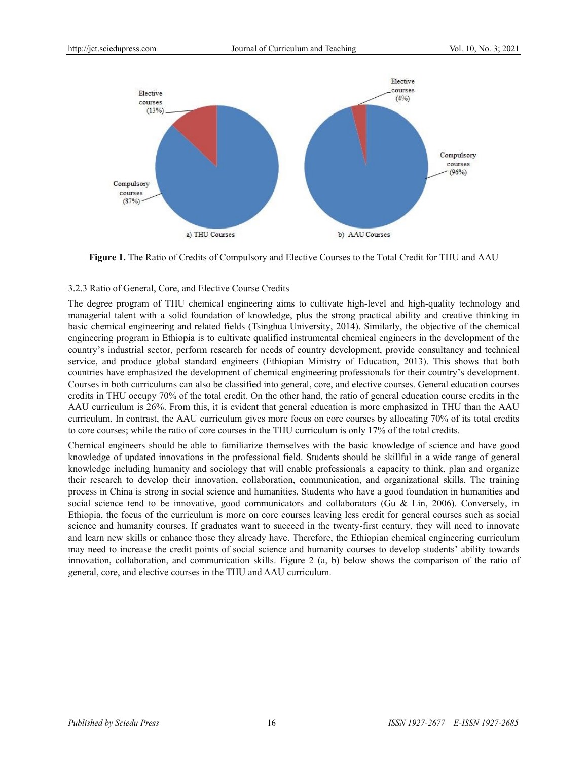**Figure 1.** The Ratio of Credits of Compulsory and Elective Courses to the Total Credit for THU and AAU

3.2.3 Ratio of General, Core, and Elective Course Credits

The degree program of THU chemical engineering aims to cultivate high-level and high-quality technology and managerial talent with a solid foundation of knowledge, plus the strong practical ability and creative thinking in basic chemical engineering and related fields (Tsinghua University, 2014). Similarly, the objective of the chemical engineering program in Ethiopia is to cultivate qualified instrumental chemical engineers in the development of the country's industrial sector, perform research for needs of country development, provide consultancy and technical service, and produce global standard engineers (Ethiopian Ministry of Education, 2013). This shows that both countries have emphasized the development of chemical engineering professionals for their country's development. Courses in both curriculums can also be classified into general, core, and elective courses. General education courses credits in THU occupy 70% of the total credit. On the other hand, the ratio of general education course credits in the AAU curriculum is 26%. From this, it is evident that general education is more emphasized in THU than the AAU curriculum. In contrast, the AAU curriculum gives more focus on core courses by allocating 70% of its total credits to core courses; while the ratio of core courses in the THU curriculum is only 17% of the total credits.

Chemical engineers should be able to familiarize themselves with the basic knowledge of science and have good knowledge of updated innovations in the professional field. Students should be skillful in a wide range of general knowledge including humanity and sociology that will enable professionals a capacity to think, plan and organize their research to develop their innovation, collaboration, communication, and organizational skills. The training process in China is strong in social science and humanities. Students who have a good foundation in humanities and social science tend to be innovative, good communicators and collaborators (Gu & Lin, 2006). Conversely, in Ethiopia, the focus of the curriculum is more on core courses leaving less credit for general courses such as social science and humanity courses. If graduates want to succeed in the twenty-first century, they will need to innovate and learn new skills or enhance those they already have. Therefore, the Ethiopian chemical engineering curriculum may need to increase the credit points of social science and humanity courses to develop students' ability towards innovation, collaboration, and communication skills. Figure 2 (a, b) below shows the comparison of the ratio of general, core, and elective courses in the THU and AAU curriculum.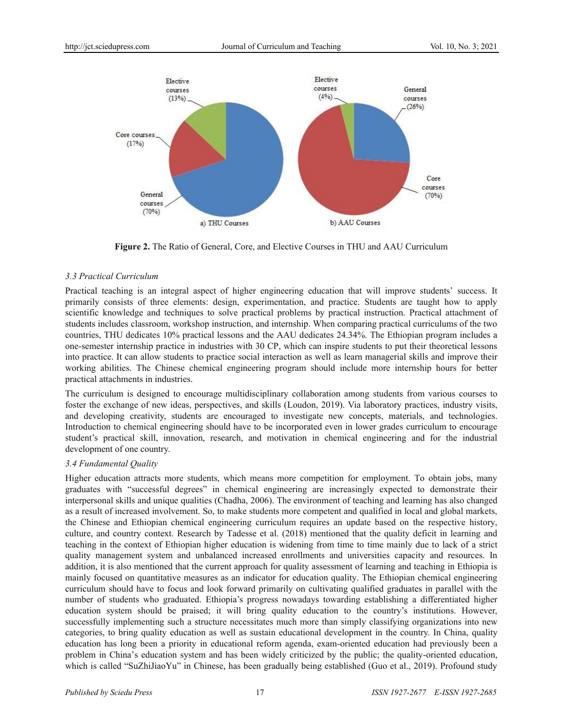**Figure 2.** The Ratio of General, Core, and Elective Courses in THU and AAU Curriculum

### 3.3 Practical Curriculum

Practical teaching is an integral aspect of higher engineering education that will improve students' success. It primarily consists of three elements: design, experimentation, and practice. Students are taught how to apply scientific knowledge and techniques to solve practical problems by practical instruction. Practical attachment of students includes classroom, workshop instruction, and internship. When comparing practical curriculums of the two countries, THU dedicates 10% practical lessons and the AAU dedicates 24.34%. The Ethiopian program includes a one-semester internship practice in industries with 30 CP, which can inspire students to put their theoretical lessons into practice. It can allow students to practice social interaction as well as learn managerial skills and improve their working abilities. The Chinese chemical engineering program should include more internship hours for better practical attachments in industries.

The curriculum is designed to encourage multidisciplinary collaboration among students from various courses to foster the exchange of new ideas, perspectives, and skills (Loudon, 2019). Via laboratory practices, industry visits, and developing creativity, students are encouraged to investigate new concepts, materials, and technologies. Introduction to chemical engineering should have to be incorporated even in lower grades curriculum to encourage student's practical skill, innovation, research, and motivation in chemical engineering and for the industrial development of one country.

### 3.4 Fundamental Quality

Higher education attracts more students, which means more competition for employment. To obtain jobs, many graduates with "successful degrees" in chemical engineering are increasingly expected to demonstrate their interpersonal skills and unique qualities (Chadha, 2006). The environment of teaching and learning has also changed as a result of increased involvement. So, to make students more competent and qualified in local and global markets, the Chinese and Ethiopian chemical engineering curriculum requires an update based on the respective history, culture, and country context. Research by Tadesse et al. (2018) mentioned that the quality deficit in learning and teaching in the context of Ethiopian higher education is widening from time to time mainly due to lack of a strict quality management system and unbalanced increased enrollments and universities capacity and resources. In addition, it is also mentioned that the current approach for quality assessment of learning and teaching in Ethiopia is mainly focused on quantitative measures as an indicator for education quality. The Ethiopian chemical engineering curriculum should have to focus and look forward primarily on cultivating qualified graduates in parallel with the number of students who graduated. Ethiopia's progress nowadays towarding establishing a differentiated higher education system should be praised; it will bring quality education to the country's institutions. However, successfully implementing such a structure necessitates much more than simply classifying organizations into new categories, to bring quality education as well as sustain educational development in the country. In China, quality education has long been a priority in educational reform agenda, exam-oriented education had previously been a problem in China's education system and has been widely criticized by the public; the quality-oriented education, which is called "SuZhiJiaoYu" in Chinese, has been gradually being established (Guo et al., 2019). Profound study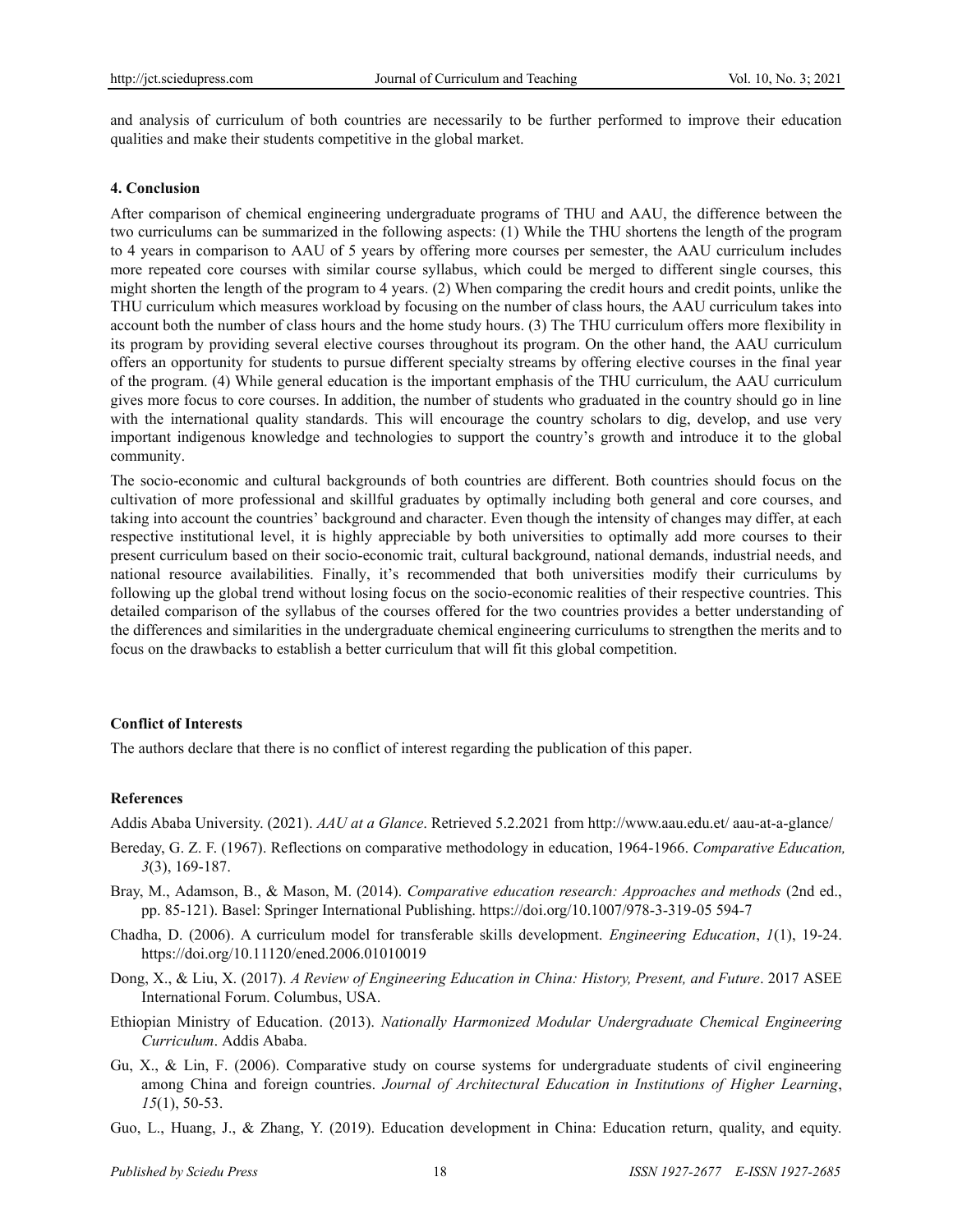and analysis of curriculum of both countries are necessarily to be further performed to improve their education qualities and make their students competitive in the global market.

## 4. Conclusion

After comparison of chemical engineering undergraduate programs of THU and AAU, the difference between the two curriculums can be summarized in the following aspects: (1) While the THU shortens the length of the program to 4 years in comparison to AAU of 5 years by offering more courses per semester, the AAU curriculum includes more repeated core courses with similar course syllabus, which could be merged to different single courses, this might shorten the length of the program to 4 years. (2) When comparing the credit hours and credit points, unlike the THU curriculum which measures workload by focusing on the number of class hours, the AAU curriculum takes into account both the number of class hours and the home study hours. (3) The THU curriculum offers more flexibility in its program by providing several elective courses throughout its program. On the other hand, the AAU curriculum offers an opportunity for students to pursue different specialty streams by offering elective courses in the final year of the program. (4) While general education is the important emphasis of the THU curriculum, the AAU curriculum gives more focus to core courses. In addition, the number of students who graduated in the country should go in line with the international quality standards. This will encourage the country scholars to dig, develop, and use very important indigenous knowledge and technologies to support the country's growth and introduce it to the global community.

The socio-economic and cultural backgrounds of both countries are different. Both countries should focus on the cultivation of more professional and skillful graduates by optimally including both general and core courses, and taking into account the countries' background and character. Even though the intensity of changes may differ, at each respective institutional level, it is highly appreciable by both universities to optimally add more courses to their present curriculum based on their socio-economic trait, cultural background, national demands, industrial needs, and national resource availabilities. Finally, it's recommended that both universities modify their curriculums by following up the global trend without losing focus on the socio-economic realities of their respective countries. This detailed comparison of the syllabus of the courses offered for the two countries provides a better understanding of the differences and similarities in the undergraduate chemical engineering curriculums to strengthen the merits and to focus on the drawbacks to establish a better curriculum that will fit this global competition.

## Conflict of Interests

The authors declare that there is no conflict of interest regarding the publication of this paper.

## References

Addis Ababa University. (2021). *AAU at a Glance*. Retrieved 5.2.2021 from http://www.aau.edu.et/ aau-at-a-glance/

Bereday, G. Z. F. (1967). Reflections on comparative methodology in education, 1964-1966. *Comparative Education, 3*(3), 169-187.

Bray, M., Adamson, B., & Mason, M. (2014). *Comparative education research: Approaches and methods* (2nd ed., pp. 85-121). Basel: Springer International Publishing. https://doi.org/10.1007/978-3-319-05 594-7

Chadha, D. (2006). A curriculum model for transferable skills development. *Engineering Education*, *1*(1), 19-24. https://doi.org/10.11120/ened.2006.01010019

Dong, X., & Liu, X. (2017). *A Review of Engineering Education in China: History, Present, and Future*. 2017 ASEE International Forum. Columbus, USA.

Ethiopian Ministry of Education. (2013). *Nationally Harmonized Modular Undergraduate Chemical Engineering Curriculum*. Addis Ababa.

Gu, X., & Lin, F. (2006). Comparative study on course systems for undergraduate students of civil engineering among China and foreign countries. *Journal of Architectural Education in Institutions of Higher Learning*, *15*(1), 50-53.

Guo, L., Huang, J., & Zhang, Y. (2019). Education development in China: Education return, quality, and equity.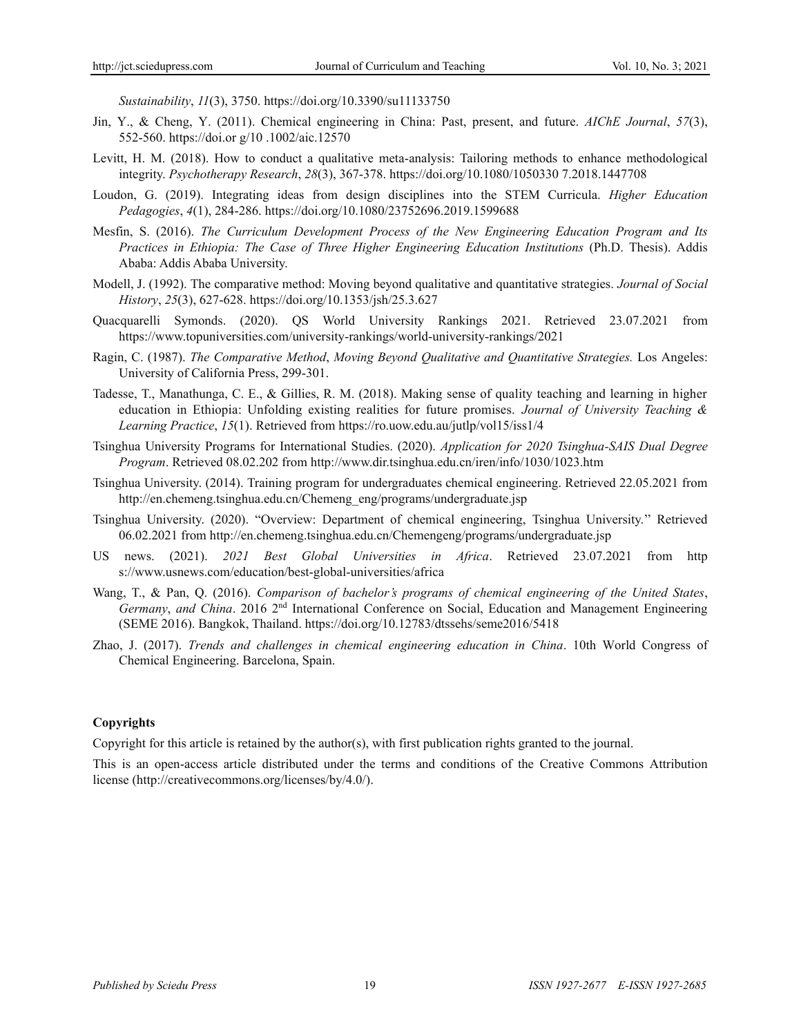*Sustainability*, *11*(3), 3750. https://doi.org/10.3390/su11133750

Jin, Y., & Cheng, Y. (2011). Chemical engineering in China: Past, present, and future. *AIChE Journal*, *57*(3), 552-560. https://doi.or g/10 .1002/aic.12570

Levitt, H. M. (2018). How to conduct a qualitative meta-analysis: Tailoring methods to enhance methodological integrity. *Psychotherapy Research*, *28*(3), 367-378. https://doi.org/10.1080/1050330 7.2018.1447708

Loudon, G. (2019). Integrating ideas from design disciplines into the STEM Curricula. *Higher Education Pedagogies*, *4*(1), 284-286. https://doi.org/10.1080/23752696.2019.1599688

Mesfin, S. (2016). *The Curriculum Development Process of the New Engineering Education Program and Its Practices in Ethiopia: The Case of Three Higher Engineering Education Institutions* (Ph.D. Thesis). Addis Ababa: Addis Ababa University.

Modell, J. (1992). The comparative method: Moving beyond qualitative and quantitative strategies. *Journal of Social History*, *25*(3), 627-628. https://doi.org/10.1353/jsh/25.3.627

Quacquarelli Symonds. (2020). QS World University Rankings 2021. Retrieved 23.07.2021 from https://www.topuniversities.com/university-rankings/world-university-rankings/2021

Ragin, C. (1987). *The Comparative Method*, *Moving Beyond Qualitative and Quantitative Strategies.* Los Angeles: University of California Press, 299-301.

Tadesse, T., Manathunga, C. E., & Gillies, R. M. (2018). Making sense of quality teaching and learning in higher education in Ethiopia: Unfolding existing realities for future promises. *Journal of University Teaching & Learning Practice*, *15*(1). Retrieved from https://ro.uow.edu.au/jutlp/vol15/iss1/4

Tsinghua University Programs for International Studies. (2020). *Application for 2020 Tsinghua-SAIS Dual Degree Program*. Retrieved 08.02.202 from http://www.dir.tsinghua.edu.cn/iren/info/1030/1023.htm

Tsinghua University. (2014). Training program for undergraduates chemical engineering. Retrieved 22.05.2021 from http://en.chemeng.tsinghua.edu.cn/Chemeng_eng/programs/undergraduate.jsp

Tsinghua University. (2020). "Overview: Department of chemical engineering, Tsinghua University.'' Retrieved 06.02.2021 from http://en.chemeng.tsinghua.edu.cn/Chemengeng/programs/undergraduate.jsp

US news. (2021). *2021 Best Global Universities in Africa*. Retrieved 23.07.2021 from http s://www.usnews.com/education/best-global-universities/africa

Wang, T., & Pan, Q. (2016). *Comparison of bachelor's programs of chemical engineering of the United States*, *Germany*, *and China*. 2016 2nd International Conference on Social, Education and Management Engineering (SEME 2016). Bangkok, Thailand. https://doi.org/10.12783/dtssehs/seme2016/5418

Zhao, J. (2017). *Trends and challenges in chemical engineering education in China*. 10th World Congress of Chemical Engineering. Barcelona, Spain.

**Copyrights**

Copyright for this article is retained by the author(s), with first publication rights granted to the journal.

This is an open-access article distributed under the terms and conditions of the Creative Commons Attribution license (http://creativecommons.org/licenses/by/4.0/).